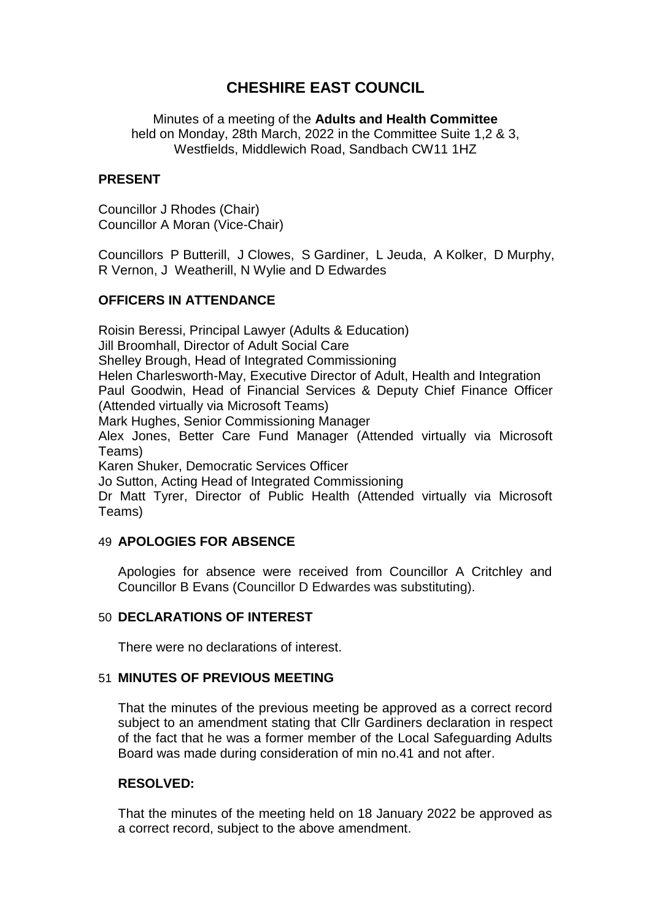# CHESHIRE EAST COUNCIL

Minutes of a meeting of the **Adults and Health Committee**
held on Monday, 28th March, 2022 in the Committee Suite 1,2 & 3, Westfields, Middlewich Road, Sandbach CW11 1HZ

## PRESENT

Councillor J Rhodes (Chair)
Councillor A Moran (Vice-Chair)

Councillors P Butterill, J Clowes, S Gardiner, L Jeuda, A Kolker, D Murphy, R Vernon, J Weatherill, N Wylie and D Edwardes

## OFFICERS IN ATTENDANCE

Roisin Beressi, Principal Lawyer (Adults & Education)
Jill Broomhall, Director of Adult Social Care
Shelley Brough, Head of Integrated Commissioning
Helen Charlesworth-May, Executive Director of Adult, Health and Integration
Paul Goodwin, Head of Financial Services & Deputy Chief Finance Officer (Attended virtually via Microsoft Teams)
Mark Hughes, Senior Commissioning Manager
Alex Jones, Better Care Fund Manager (Attended virtually via Microsoft Teams)
Karen Shuker, Democratic Services Officer
Jo Sutton, Acting Head of Integrated Commissioning
Dr Matt Tyrer, Director of Public Health (Attended virtually via Microsoft Teams)

## 49 APOLOGIES FOR ABSENCE

Apologies for absence were received from Councillor A Critchley and Councillor B Evans (Councillor D Edwardes was substituting).

## 50 DECLARATIONS OF INTEREST

There were no declarations of interest.

## 51 MINUTES OF PREVIOUS MEETING

That the minutes of the previous meeting be approved as a correct record subject to an amendment stating that Cllr Gardiners declaration in respect of the fact that he was a former member of the Local Safeguarding Adults Board was made during consideration of min no.41 and not after.

**RESOLVED:**

That the minutes of the meeting held on 18 January 2022 be approved as a correct record, subject to the above amendment.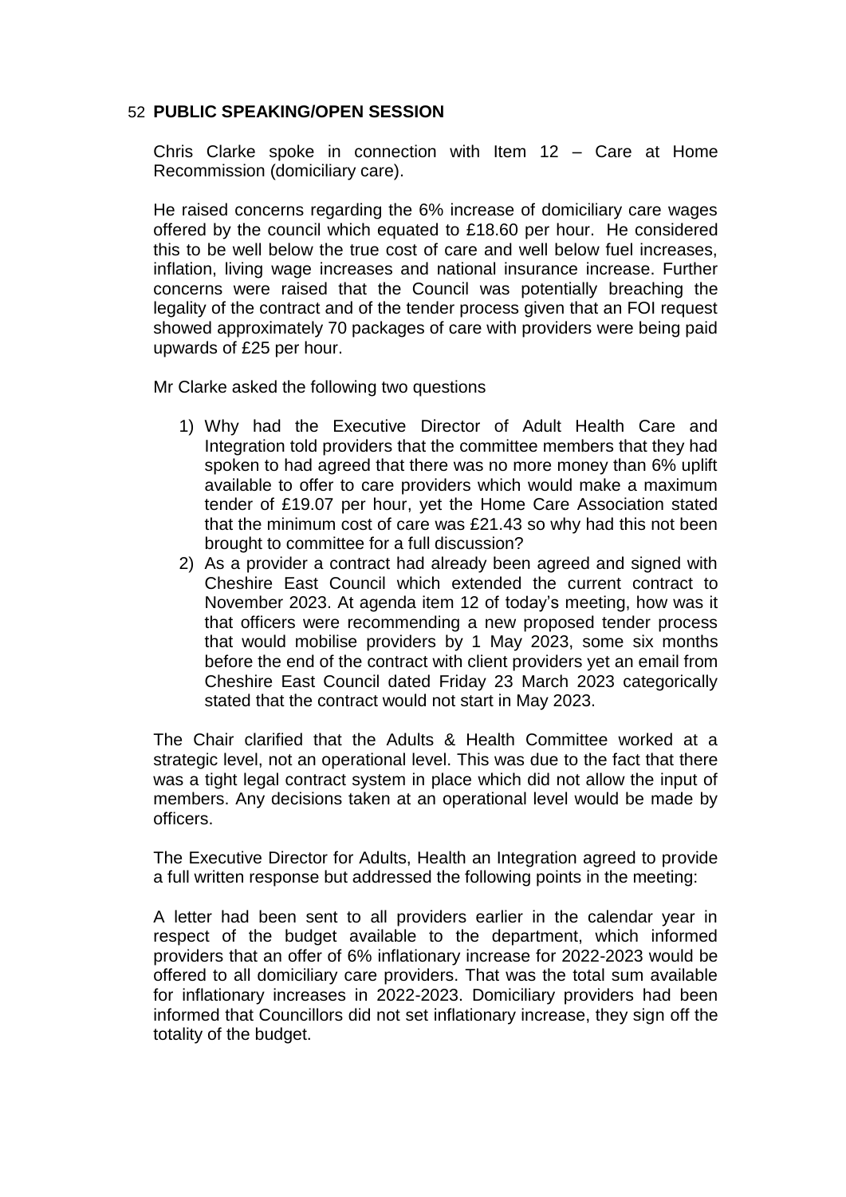## 52 PUBLIC SPEAKING/OPEN SESSION

Chris Clarke spoke in connection with Item 12 – Care at Home Recommission (domiciliary care).

He raised concerns regarding the 6% increase of domiciliary care wages offered by the council which equated to £18.60 per hour. He considered this to be well below the true cost of care and well below fuel increases, inflation, living wage increases and national insurance increase. Further concerns were raised that the Council was potentially breaching the legality of the contract and of the tender process given that an FOI request showed approximately 70 packages of care with providers were being paid upwards of £25 per hour.

Mr Clarke asked the following two questions

1) Why had the Executive Director of Adult Health Care and Integration told providers that the committee members that they had spoken to had agreed that there was no more money than 6% uplift available to offer to care providers which would make a maximum tender of £19.07 per hour, yet the Home Care Association stated that the minimum cost of care was £21.43 so why had this not been brought to committee for a full discussion?
2) As a provider a contract had already been agreed and signed with Cheshire East Council which extended the current contract to November 2023. At agenda item 12 of today's meeting, how was it that officers were recommending a new proposed tender process that would mobilise providers by 1 May 2023, some six months before the end of the contract with client providers yet an email from Cheshire East Council dated Friday 23 March 2023 categorically stated that the contract would not start in May 2023.

The Chair clarified that the Adults & Health Committee worked at a strategic level, not an operational level. This was due to the fact that there was a tight legal contract system in place which did not allow the input of members. Any decisions taken at an operational level would be made by officers.

The Executive Director for Adults, Health an Integration agreed to provide a full written response but addressed the following points in the meeting:

A letter had been sent to all providers earlier in the calendar year in respect of the budget available to the department, which informed providers that an offer of 6% inflationary increase for 2022-2023 would be offered to all domiciliary care providers. That was the total sum available for inflationary increases in 2022-2023. Domiciliary providers had been informed that Councillors did not set inflationary increase, they sign off the totality of the budget.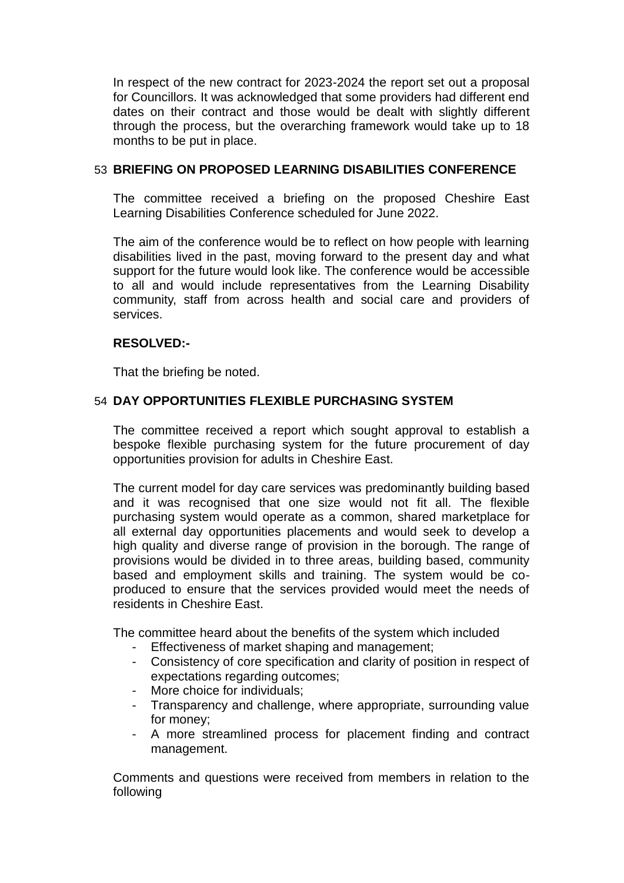In respect of the new contract for 2023-2024 the report set out a proposal for Councillors. It was acknowledged that some providers had different end dates on their contract and those would be dealt with slightly different through the process, but the overarching framework would take up to 18 months to be put in place.

## 53 BRIEFING ON PROPOSED LEARNING DISABILITIES CONFERENCE

The committee received a briefing on the proposed Cheshire East Learning Disabilities Conference scheduled for June 2022.

The aim of the conference would be to reflect on how people with learning disabilities lived in the past, moving forward to the present day and what support for the future would look like. The conference would be accessible to all and would include representatives from the Learning Disability community, staff from across health and social care and providers of services.

**RESOLVED:-**

That the briefing be noted.

## 54 DAY OPPORTUNITIES FLEXIBLE PURCHASING SYSTEM

The committee received a report which sought approval to establish a bespoke flexible purchasing system for the future procurement of day opportunities provision for adults in Cheshire East.

The current model for day care services was predominantly building based and it was recognised that one size would not fit all. The flexible purchasing system would operate as a common, shared marketplace for all external day opportunities placements and would seek to develop a high quality and diverse range of provision in the borough. The range of provisions would be divided in to three areas, building based, community based and employment skills and training. The system would be co-produced to ensure that the services provided would meet the needs of residents in Cheshire East.

The committee heard about the benefits of the system which included

- Effectiveness of market shaping and management;
- Consistency of core specification and clarity of position in respect of expectations regarding outcomes;
- More choice for individuals;
- Transparency and challenge, where appropriate, surrounding value for money;
- A more streamlined process for placement finding and contract management.

Comments and questions were received from members in relation to the following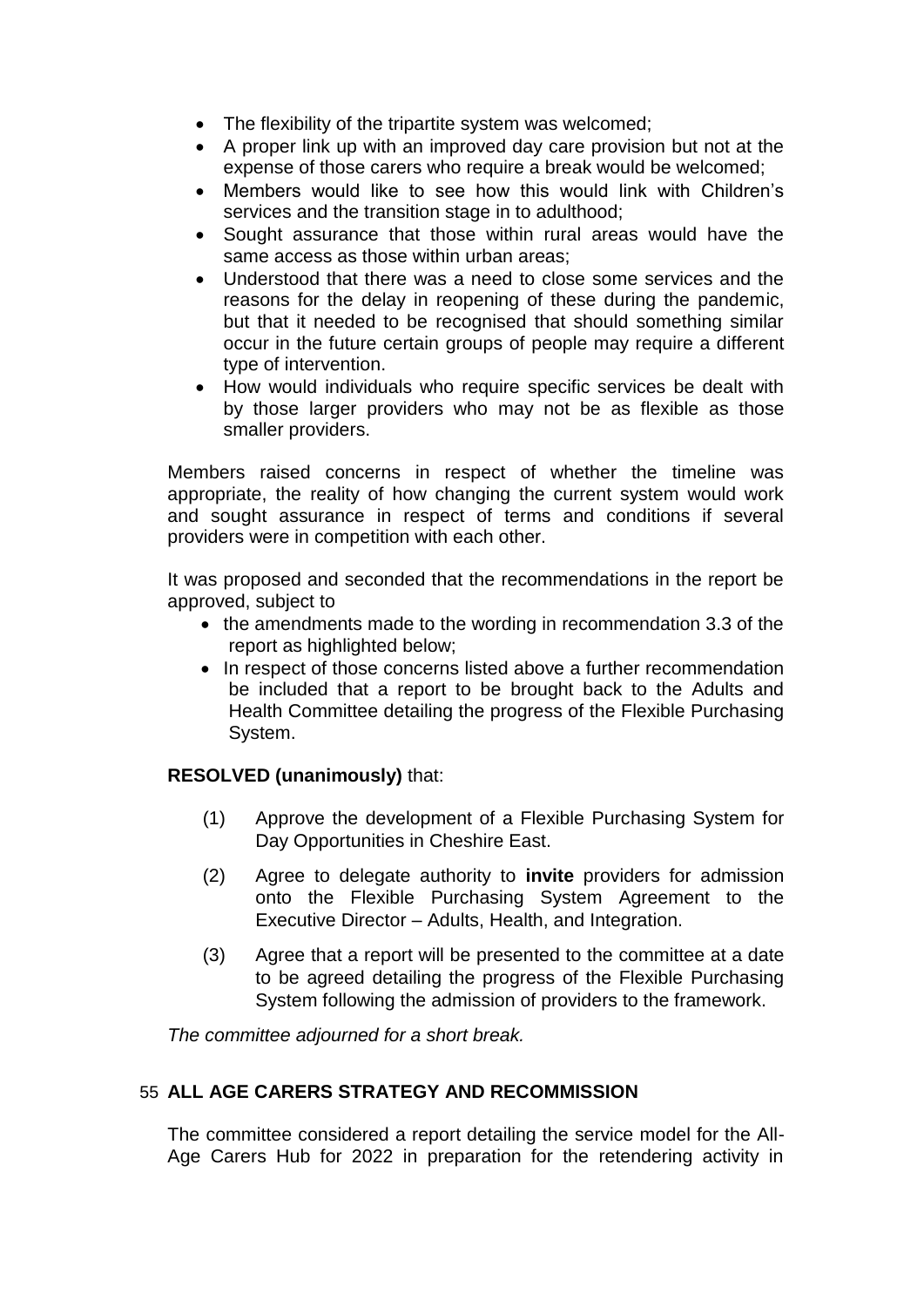- The flexibility of the tripartite system was welcomed;
- A proper link up with an improved day care provision but not at the expense of those carers who require a break would be welcomed;
- Members would like to see how this would link with Children's services and the transition stage in to adulthood;
- Sought assurance that those within rural areas would have the same access as those within urban areas;
- Understood that there was a need to close some services and the reasons for the delay in reopening of these during the pandemic, but that it needed to be recognised that should something similar occur in the future certain groups of people may require a different type of intervention.
- How would individuals who require specific services be dealt with by those larger providers who may not be as flexible as those smaller providers.

Members raised concerns in respect of whether the timeline was appropriate, the reality of how changing the current system would work and sought assurance in respect of terms and conditions if several providers were in competition with each other.

It was proposed and seconded that the recommendations in the report be approved, subject to

- the amendments made to the wording in recommendation 3.3 of the report as highlighted below;
- In respect of those concerns listed above a further recommendation be included that a report to be brought back to the Adults and Health Committee detailing the progress of the Flexible Purchasing System.

**RESOLVED (unanimously)** that:

(1) Approve the development of a Flexible Purchasing System for Day Opportunities in Cheshire East.

(2) Agree to delegate authority to **invite** providers for admission onto the Flexible Purchasing System Agreement to the Executive Director – Adults, Health, and Integration.

(3) Agree that a report will be presented to the committee at a date to be agreed detailing the progress of the Flexible Purchasing System following the admission of providers to the framework.

*The committee adjourned for a short break.*

## 55 ALL AGE CARERS STRATEGY AND RECOMMISSION

The committee considered a report detailing the service model for the All-Age Carers Hub for 2022 in preparation for the retendering activity in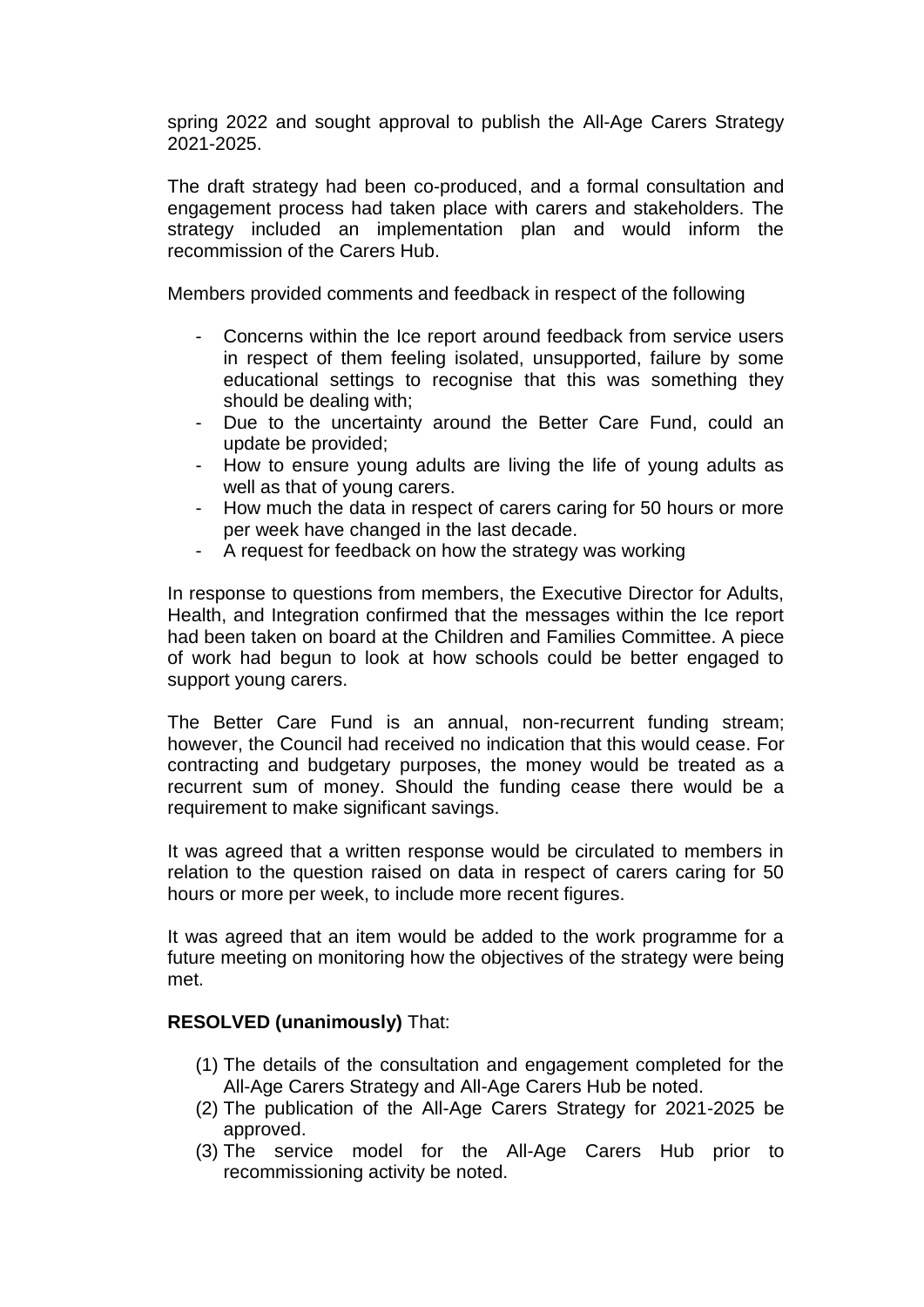spring 2022 and sought approval to publish the All-Age Carers Strategy 2021-2025.

The draft strategy had been co-produced, and a formal consultation and engagement process had taken place with carers and stakeholders. The strategy included an implementation plan and would inform the recommission of the Carers Hub.

Members provided comments and feedback in respect of the following

- Concerns within the Ice report around feedback from service users in respect of them feeling isolated, unsupported, failure by some educational settings to recognise that this was something they should be dealing with;
- Due to the uncertainty around the Better Care Fund, could an update be provided;
- How to ensure young adults are living the life of young adults as well as that of young carers.
- How much the data in respect of carers caring for 50 hours or more per week have changed in the last decade.
- A request for feedback on how the strategy was working

In response to questions from members, the Executive Director for Adults, Health, and Integration confirmed that the messages within the Ice report had been taken on board at the Children and Families Committee. A piece of work had begun to look at how schools could be better engaged to support young carers.

The Better Care Fund is an annual, non-recurrent funding stream; however, the Council had received no indication that this would cease. For contracting and budgetary purposes, the money would be treated as a recurrent sum of money. Should the funding cease there would be a requirement to make significant savings.

It was agreed that a written response would be circulated to members in relation to the question raised on data in respect of carers caring for 50 hours or more per week, to include more recent figures.

It was agreed that an item would be added to the work programme for a future meeting on monitoring how the objectives of the strategy were being met.

**RESOLVED (unanimously)** That:

(1) The details of the consultation and engagement completed for the All-Age Carers Strategy and All-Age Carers Hub be noted.
(2) The publication of the All-Age Carers Strategy for 2021-2025 be approved.
(3) The service model for the All-Age Carers Hub prior to recommissioning activity be noted.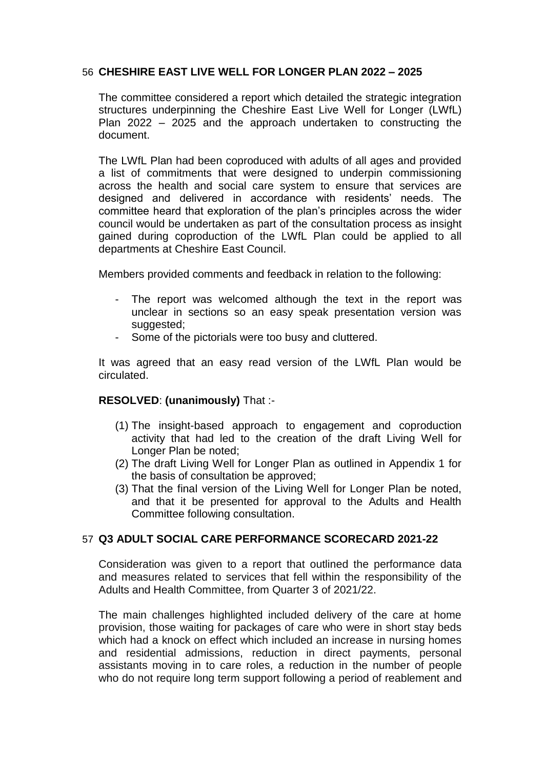## 56 CHESHIRE EAST LIVE WELL FOR LONGER PLAN 2022 – 2025

The committee considered a report which detailed the strategic integration structures underpinning the Cheshire East Live Well for Longer (LWfL) Plan 2022 – 2025 and the approach undertaken to constructing the document.

The LWfL Plan had been coproduced with adults of all ages and provided a list of commitments that were designed to underpin commissioning across the health and social care system to ensure that services are designed and delivered in accordance with residents' needs. The committee heard that exploration of the plan's principles across the wider council would be undertaken as part of the consultation process as insight gained during coproduction of the LWfL Plan could be applied to all departments at Cheshire East Council.

Members provided comments and feedback in relation to the following:

- The report was welcomed although the text in the report was unclear in sections so an easy speak presentation version was suggested;
- Some of the pictorials were too busy and cluttered.

It was agreed that an easy read version of the LWfL Plan would be circulated.

**RESOLVED**: **(unanimously)** That :-

(1) The insight-based approach to engagement and coproduction activity that had led to the creation of the draft Living Well for Longer Plan be noted;
(2) The draft Living Well for Longer Plan as outlined in Appendix 1 for the basis of consultation be approved;
(3) That the final version of the Living Well for Longer Plan be noted, and that it be presented for approval to the Adults and Health Committee following consultation.

## 57 Q3 ADULT SOCIAL CARE PERFORMANCE SCORECARD 2021-22

Consideration was given to a report that outlined the performance data and measures related to services that fell within the responsibility of the Adults and Health Committee, from Quarter 3 of 2021/22.

The main challenges highlighted included delivery of the care at home provision, those waiting for packages of care who were in short stay beds which had a knock on effect which included an increase in nursing homes and residential admissions, reduction in direct payments, personal assistants moving in to care roles, a reduction in the number of people who do not require long term support following a period of reablement and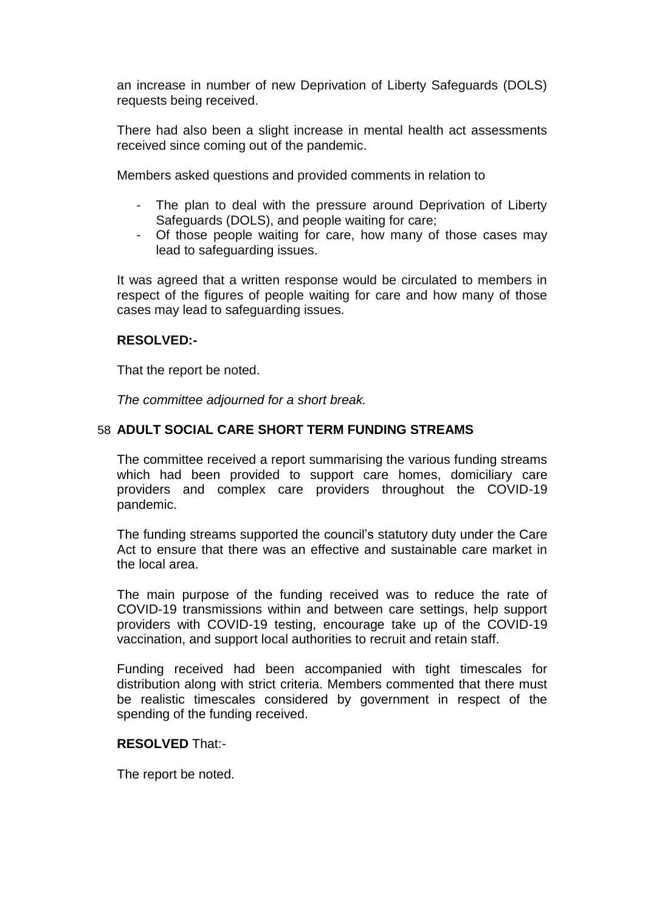an increase in number of new Deprivation of Liberty Safeguards (DOLS) requests being received.

There had also been a slight increase in mental health act assessments received since coming out of the pandemic.

Members asked questions and provided comments in relation to

- The plan to deal with the pressure around Deprivation of Liberty Safeguards (DOLS), and people waiting for care;
- Of those people waiting for care, how many of those cases may lead to safeguarding issues.

It was agreed that a written response would be circulated to members in respect of the figures of people waiting for care and how many of those cases may lead to safeguarding issues.

**RESOLVED:-**

That the report be noted.

*The committee adjourned for a short break.*

## 58 ADULT SOCIAL CARE SHORT TERM FUNDING STREAMS

The committee received a report summarising the various funding streams which had been provided to support care homes, domiciliary care providers and complex care providers throughout the COVID-19 pandemic.

The funding streams supported the council's statutory duty under the Care Act to ensure that there was an effective and sustainable care market in the local area.

The main purpose of the funding received was to reduce the rate of COVID-19 transmissions within and between care settings, help support providers with COVID-19 testing, encourage take up of the COVID-19 vaccination, and support local authorities to recruit and retain staff.

Funding received had been accompanied with tight timescales for distribution along with strict criteria. Members commented that there must be realistic timescales considered by government in respect of the spending of the funding received.

**RESOLVED** That:-

The report be noted.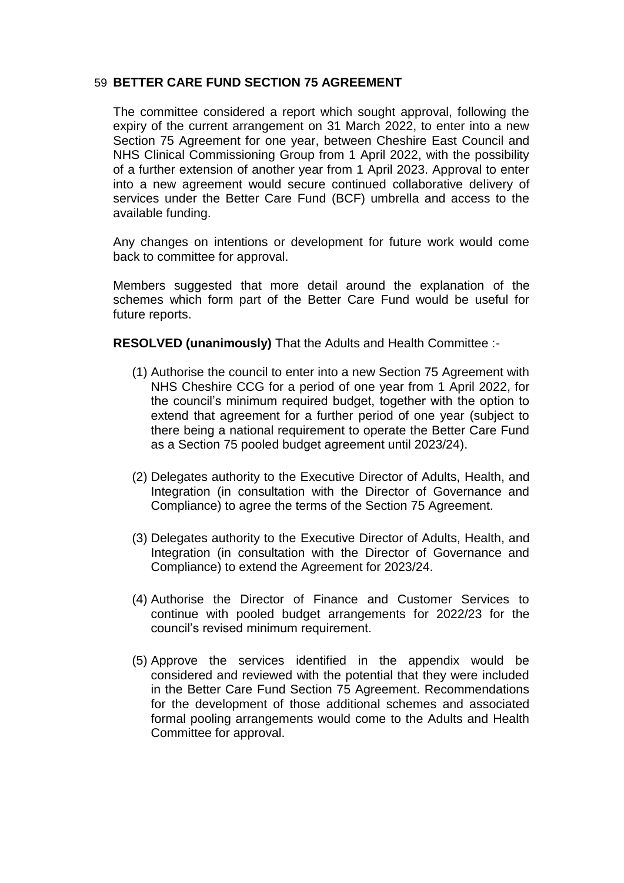## 59 BETTER CARE FUND SECTION 75 AGREEMENT

The committee considered a report which sought approval, following the expiry of the current arrangement on 31 March 2022, to enter into a new Section 75 Agreement for one year, between Cheshire East Council and NHS Clinical Commissioning Group from 1 April 2022, with the possibility of a further extension of another year from 1 April 2023. Approval to enter into a new agreement would secure continued collaborative delivery of services under the Better Care Fund (BCF) umbrella and access to the available funding.

Any changes on intentions or development for future work would come back to committee for approval.

Members suggested that more detail around the explanation of the schemes which form part of the Better Care Fund would be useful for future reports.

**RESOLVED (unanimously)** That the Adults and Health Committee :-

(1) Authorise the council to enter into a new Section 75 Agreement with NHS Cheshire CCG for a period of one year from 1 April 2022, for the council's minimum required budget, together with the option to extend that agreement for a further period of one year (subject to there being a national requirement to operate the Better Care Fund as a Section 75 pooled budget agreement until 2023/24).

(2) Delegates authority to the Executive Director of Adults, Health, and Integration (in consultation with the Director of Governance and Compliance) to agree the terms of the Section 75 Agreement.

(3) Delegates authority to the Executive Director of Adults, Health, and Integration (in consultation with the Director of Governance and Compliance) to extend the Agreement for 2023/24.

(4) Authorise the Director of Finance and Customer Services to continue with pooled budget arrangements for 2022/23 for the council's revised minimum requirement.

(5) Approve the services identified in the appendix would be considered and reviewed with the potential that they were included in the Better Care Fund Section 75 Agreement. Recommendations for the development of those additional schemes and associated formal pooling arrangements would come to the Adults and Health Committee for approval.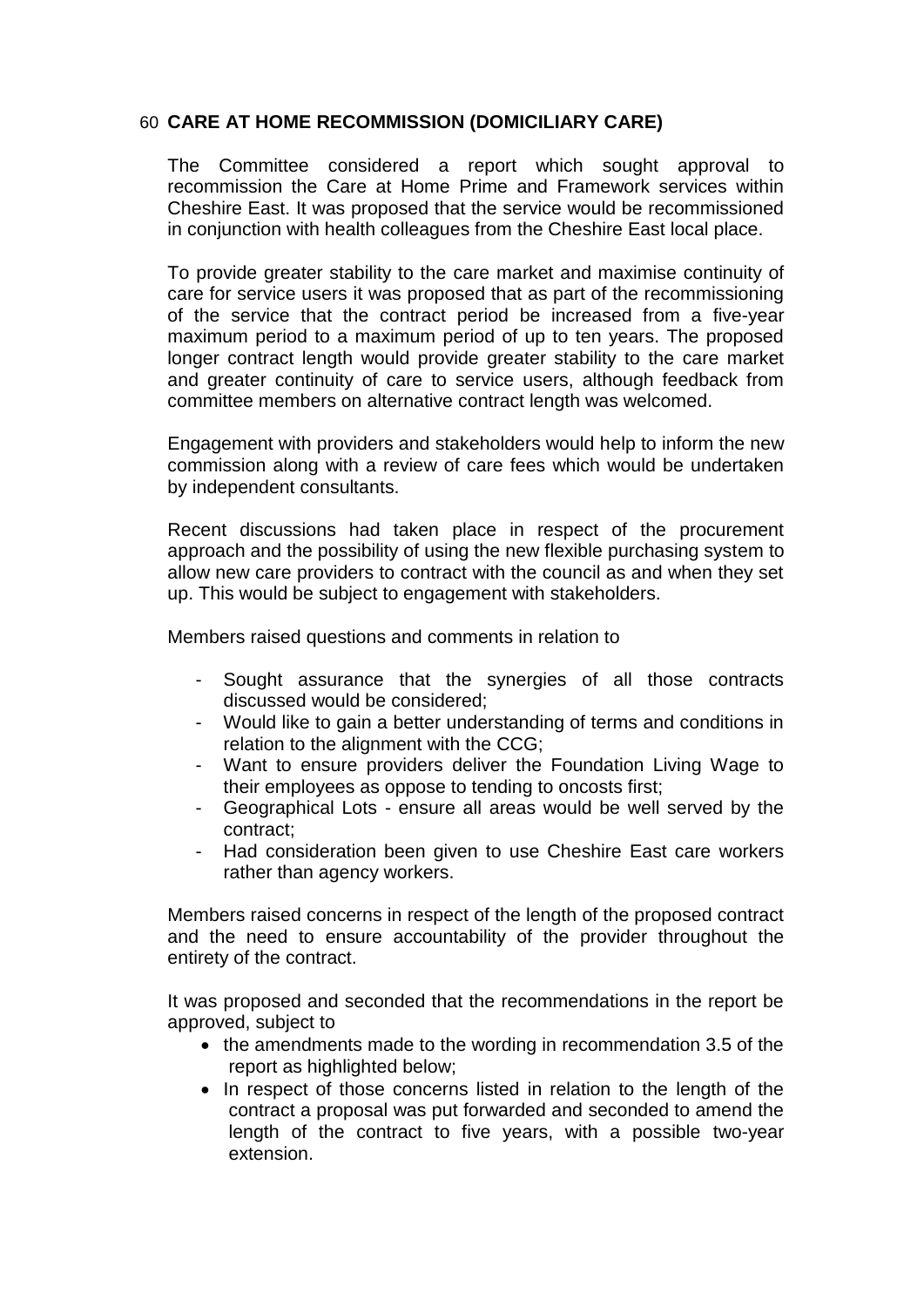## 60 CARE AT HOME RECOMMISSION (DOMICILIARY CARE)

The Committee considered a report which sought approval to recommission the Care at Home Prime and Framework services within Cheshire East. It was proposed that the service would be recommissioned in conjunction with health colleagues from the Cheshire East local place.

To provide greater stability to the care market and maximise continuity of care for service users it was proposed that as part of the recommissioning of the service that the contract period be increased from a five-year maximum period to a maximum period of up to ten years. The proposed longer contract length would provide greater stability to the care market and greater continuity of care to service users, although feedback from committee members on alternative contract length was welcomed.

Engagement with providers and stakeholders would help to inform the new commission along with a review of care fees which would be undertaken by independent consultants.

Recent discussions had taken place in respect of the procurement approach and the possibility of using the new flexible purchasing system to allow new care providers to contract with the council as and when they set up. This would be subject to engagement with stakeholders.

Members raised questions and comments in relation to

- Sought assurance that the synergies of all those contracts discussed would be considered;
- Would like to gain a better understanding of terms and conditions in relation to the alignment with the CCG;
- Want to ensure providers deliver the Foundation Living Wage to their employees as oppose to tending to oncosts first;
- Geographical Lots - ensure all areas would be well served by the contract;
- Had consideration been given to use Cheshire East care workers rather than agency workers.

Members raised concerns in respect of the length of the proposed contract and the need to ensure accountability of the provider throughout the entirety of the contract.

It was proposed and seconded that the recommendations in the report be approved, subject to

- the amendments made to the wording in recommendation 3.5 of the report as highlighted below;
- In respect of those concerns listed in relation to the length of the contract a proposal was put forwarded and seconded to amend the length of the contract to five years, with a possible two-year extension.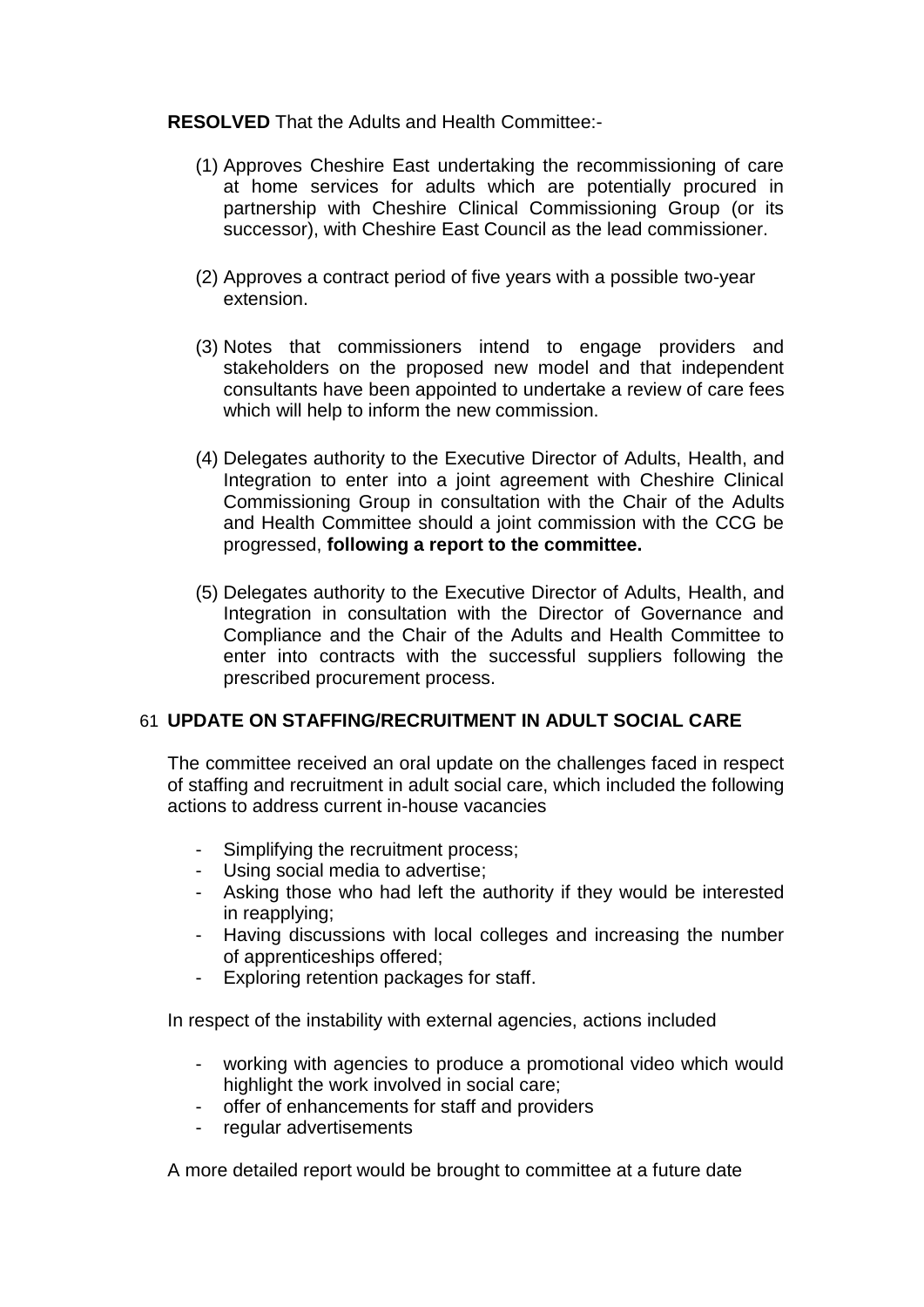**RESOLVED** That the Adults and Health Committee:-

(1) Approves Cheshire East undertaking the recommissioning of care at home services for adults which are potentially procured in partnership with Cheshire Clinical Commissioning Group (or its successor), with Cheshire East Council as the lead commissioner.

(2) Approves a contract period of five years with a possible two-year extension.

(3) Notes that commissioners intend to engage providers and stakeholders on the proposed new model and that independent consultants have been appointed to undertake a review of care fees which will help to inform the new commission.

(4) Delegates authority to the Executive Director of Adults, Health, and Integration to enter into a joint agreement with Cheshire Clinical Commissioning Group in consultation with the Chair of the Adults and Health Committee should a joint commission with the CCG be progressed, **following a report to the committee.**

(5) Delegates authority to the Executive Director of Adults, Health, and Integration in consultation with the Director of Governance and Compliance and the Chair of the Adults and Health Committee to enter into contracts with the successful suppliers following the prescribed procurement process.

## 61 UPDATE ON STAFFING/RECRUITMENT IN ADULT SOCIAL CARE

The committee received an oral update on the challenges faced in respect of staffing and recruitment in adult social care, which included the following actions to address current in-house vacancies

- Simplifying the recruitment process;
- Using social media to advertise;
- Asking those who had left the authority if they would be interested in reapplying;
- Having discussions with local colleges and increasing the number of apprenticeships offered;
- Exploring retention packages for staff.

In respect of the instability with external agencies, actions included

- working with agencies to produce a promotional video which would highlight the work involved in social care;
- offer of enhancements for staff and providers
- regular advertisements

A more detailed report would be brought to committee at a future date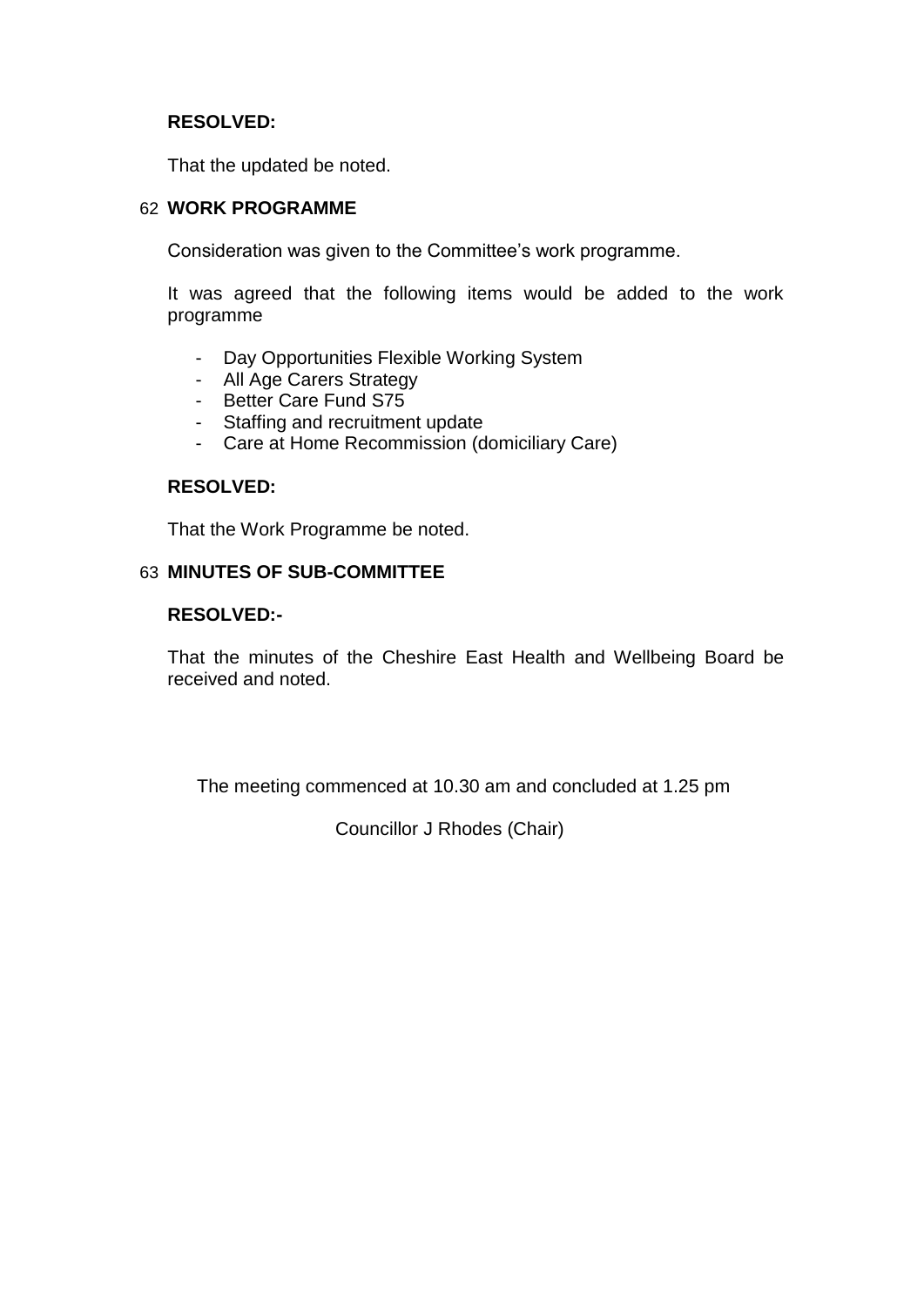**RESOLVED:**

That the updated be noted.

## 62 WORK PROGRAMME

Consideration was given to the Committee's work programme.

It was agreed that the following items would be added to the work programme

- Day Opportunities Flexible Working System
- All Age Carers Strategy
- Better Care Fund S75
- Staffing and recruitment update
- Care at Home Recommission (domiciliary Care)

**RESOLVED:**

That the Work Programme be noted.

## 63 MINUTES OF SUB-COMMITTEE

**RESOLVED:-**

That the minutes of the Cheshire East Health and Wellbeing Board be received and noted.

The meeting commenced at 10.30 am and concluded at 1.25 pm

Councillor J Rhodes (Chair)